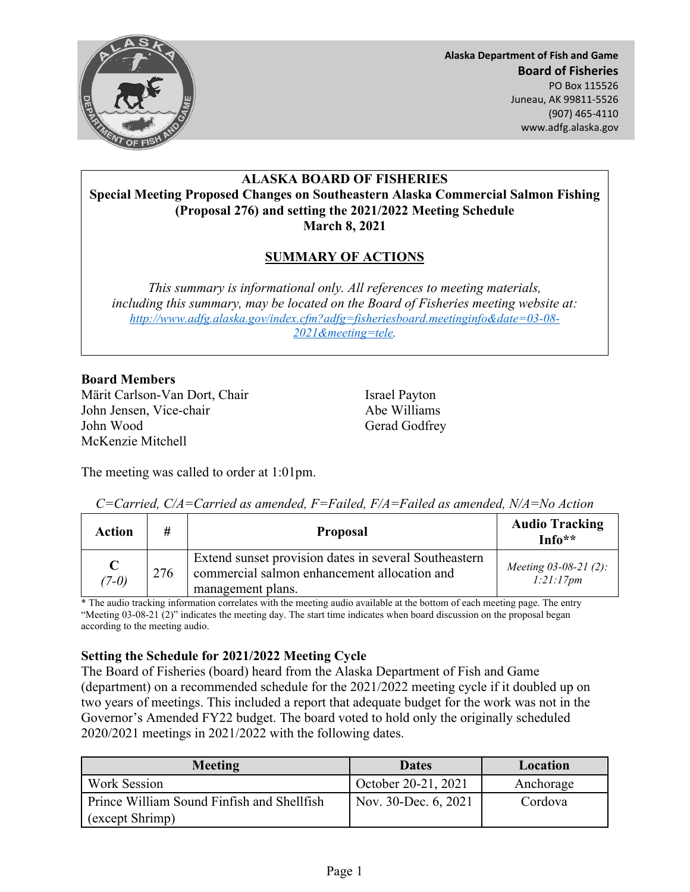Alaska Department of Fish and Game
**Board of Fisheries**
PO Box 115526
Juneau, AK 99811-5526
(907) 465-4110
www.adfg.alaska.gov

# ALASKA BOARD OF FISHERIES
## Special Meeting Proposed Changes on Southeastern Alaska Commercial Salmon Fishing (Proposal 276) and setting the 2021/2022 Meeting Schedule
## March 8, 2021

## SUMMARY OF ACTIONS

*This summary is informational only. All references to meeting materials, including this summary, may be located on the Board of Fisheries meeting website at: http://www.adfg.alaska.gov/index.cfm?adfg=fisheriesboard.meetinginfo&date=03-08-2021&meeting=tele.*

**Board Members**

Märit Carlson-Van Dort, Chair
John Jensen, Vice-chair
John Wood
McKenzie Mitchell
Israel Payton
Abe Williams
Gerad Godfrey

The meeting was called to order at 1:01pm.

*C=Carried, C/A=Carried as amended, F=Failed, F/A=Failed as amended, N/A=No Action*

| Action | # | Proposal | Audio Tracking Info** |
|---|---|---|---|
| **C** *(7-0)* | 276 | Extend sunset provision dates in several Southeastern commercial salmon enhancement allocation and management plans. | *Meeting 03-08-21 (2): 1:21:17pm* |

* The audio tracking information correlates with the meeting audio available at the bottom of each meeting page. The entry "Meeting 03-08-21 (2)" indicates the meeting day. The start time indicates when board discussion on the proposal began according to the meeting audio.

### Setting the Schedule for 2021/2022 Meeting Cycle

The Board of Fisheries (board) heard from the Alaska Department of Fish and Game (department) on a recommended schedule for the 2021/2022 meeting cycle if it doubled up on two years of meetings. This included a report that adequate budget for the work was not in the Governor's Amended FY22 budget. The board voted to hold only the originally scheduled 2020/2021 meetings in 2021/2022 with the following dates.

| Meeting | Dates | Location |
|---|---|---|
| Work Session | October 20-21, 2021 | Anchorage |
| Prince William Sound Finfish and Shellfish (except Shrimp) | Nov. 30-Dec. 6, 2021 | Cordova |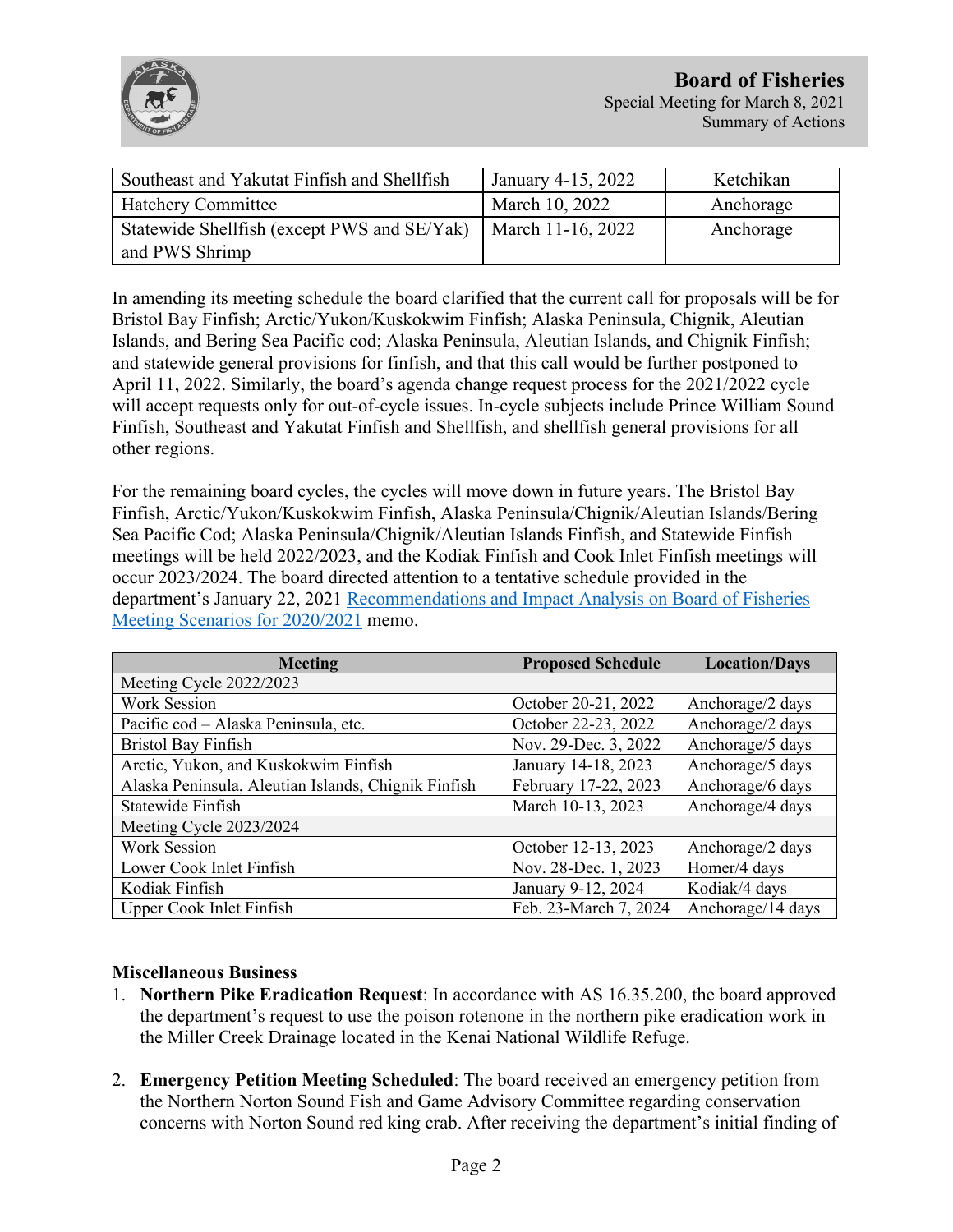| Southeast and Yakutat Finfish and Shellfish | January 4-15, 2022 | Ketchikan |
|---|---|---|
| Hatchery Committee | March 10, 2022 | Anchorage |
| Statewide Shellfish (except PWS and SE/Yak) and PWS Shrimp | March 11-16, 2022 | Anchorage |

In amending its meeting schedule the board clarified that the current call for proposals will be for Bristol Bay Finfish; Arctic/Yukon/Kuskokwim Finfish; Alaska Peninsula, Chignik, Aleutian Islands, and Bering Sea Pacific cod; Alaska Peninsula, Aleutian Islands, and Chignik Finfish; and statewide general provisions for finfish, and that this call would be further postponed to April 11, 2022. Similarly, the board's agenda change request process for the 2021/2022 cycle will accept requests only for out-of-cycle issues. In-cycle subjects include Prince William Sound Finfish, Southeast and Yakutat Finfish and Shellfish, and shellfish general provisions for all other regions.

For the remaining board cycles, the cycles will move down in future years. The Bristol Bay Finfish, Arctic/Yukon/Kuskokwim Finfish, Alaska Peninsula/Chignik/Aleutian Islands/Bering Sea Pacific Cod; Alaska Peninsula/Chignik/Aleutian Islands Finfish, and Statewide Finfish meetings will be held 2022/2023, and the Kodiak Finfish and Cook Inlet Finfish meetings will occur 2023/2024. The board directed attention to a tentative schedule provided in the department's January 22, 2021 Recommendations and Impact Analysis on Board of Fisheries Meeting Scenarios for 2020/2021 memo.

| Meeting | Proposed Schedule | Location/Days |
|---|---|---|
| Meeting Cycle 2022/2023 | | |
| Work Session | October 20-21, 2022 | Anchorage/2 days |
| Pacific cod – Alaska Peninsula, etc. | October 22-23, 2022 | Anchorage/2 days |
| Bristol Bay Finfish | Nov. 29-Dec. 3, 2022 | Anchorage/5 days |
| Arctic, Yukon, and Kuskokwim Finfish | January 14-18, 2023 | Anchorage/5 days |
| Alaska Peninsula, Aleutian Islands, Chignik Finfish | February 17-22, 2023 | Anchorage/6 days |
| Statewide Finfish | March 10-13, 2023 | Anchorage/4 days |
| Meeting Cycle 2023/2024 | | |
| Work Session | October 12-13, 2023 | Anchorage/2 days |
| Lower Cook Inlet Finfish | Nov. 28-Dec. 1, 2023 | Homer/4 days |
| Kodiak Finfish | January 9-12, 2024 | Kodiak/4 days |
| Upper Cook Inlet Finfish | Feb. 23-March 7, 2024 | Anchorage/14 days |

**Miscellaneous Business**

1. **Northern Pike Eradication Request**: In accordance with AS 16.35.200, the board approved the department's request to use the poison rotenone in the northern pike eradication work in the Miller Creek Drainage located in the Kenai National Wildlife Refuge.

2. **Emergency Petition Meeting Scheduled**: The board received an emergency petition from the Northern Norton Sound Fish and Game Advisory Committee regarding conservation concerns with Norton Sound red king crab. After receiving the department's initial finding of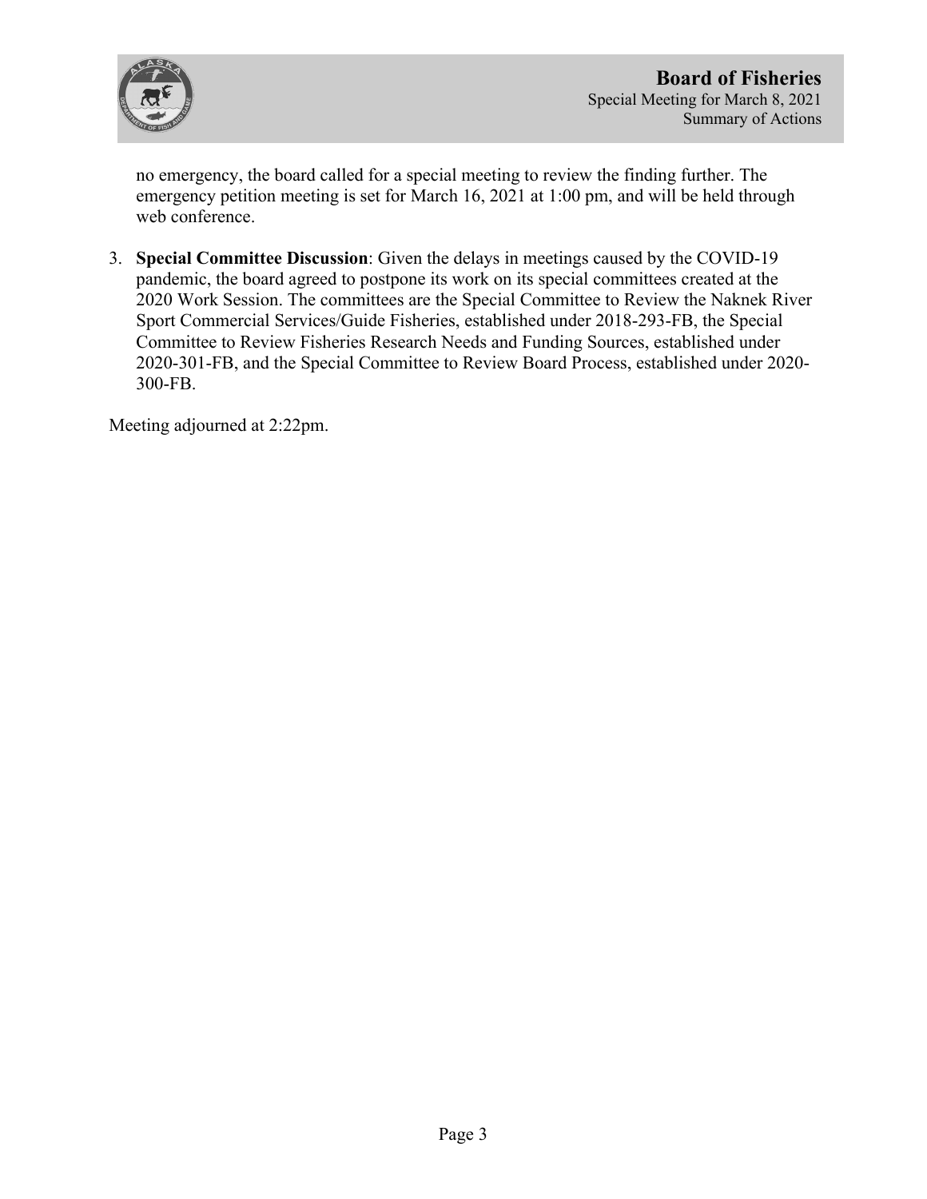no emergency, the board called for a special meeting to review the finding further. The emergency petition meeting is set for March 16, 2021 at 1:00 pm, and will be held through web conference.

3. **Special Committee Discussion**: Given the delays in meetings caused by the COVID-19 pandemic, the board agreed to postpone its work on its special committees created at the 2020 Work Session. The committees are the Special Committee to Review the Naknek River Sport Commercial Services/Guide Fisheries, established under 2018-293-FB, the Special Committee to Review Fisheries Research Needs and Funding Sources, established under 2020-301-FB, and the Special Committee to Review Board Process, established under 2020-300-FB.

Meeting adjourned at 2:22pm.